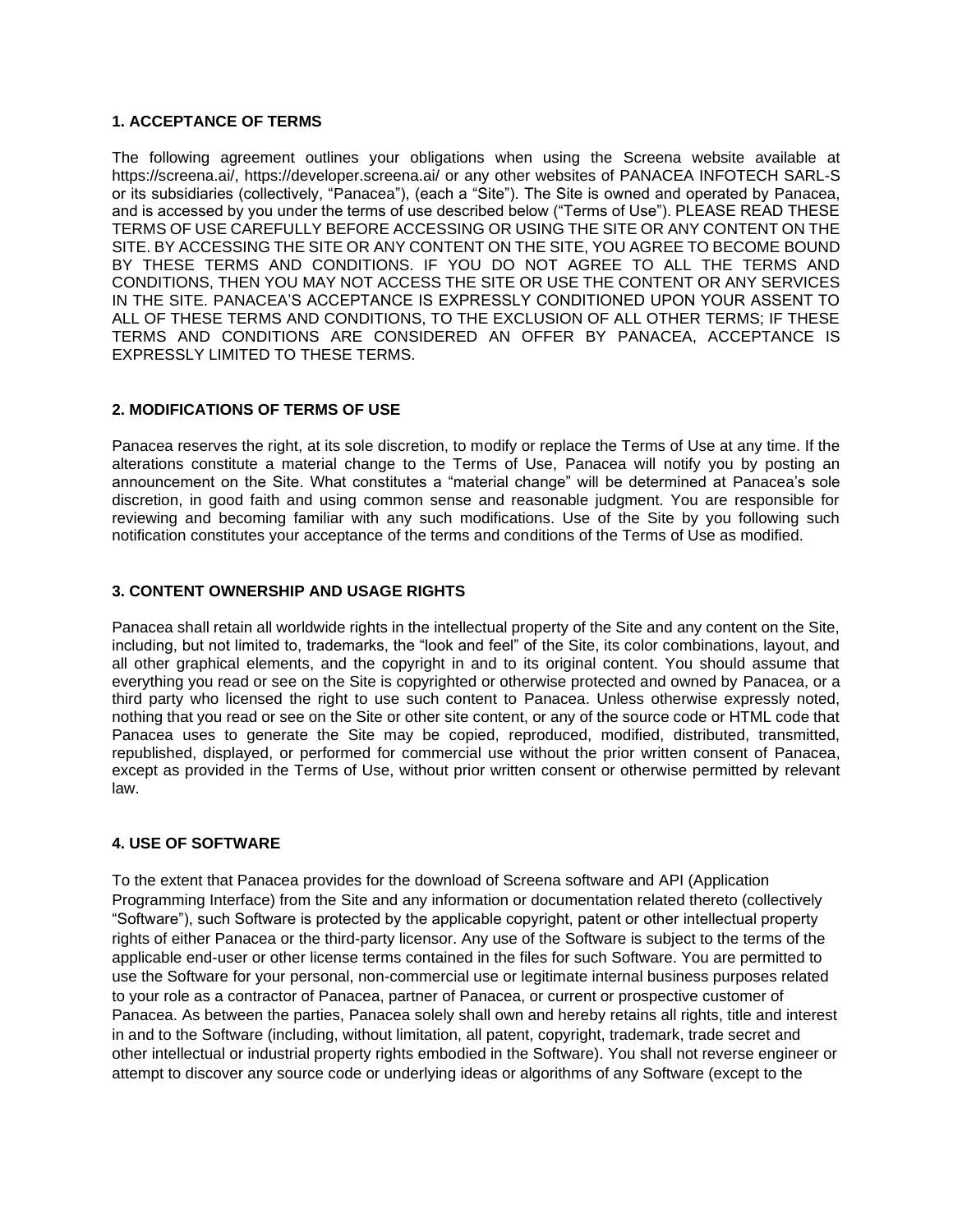## 1. ACCEPTANCE OF TERMS

The following agreement outlines your obligations when using the Screena website available at https://screena.ai/, https://developer.screena.ai/ or any other websites of PANACEA INFOTECH SARL-S or its subsidiaries (collectively, "Panacea"), (each a "Site"). The Site is owned and operated by Panacea, and is accessed by you under the terms of use described below ("Terms of Use"). PLEASE READ THESE TERMS OF USE CAREFULLY BEFORE ACCESSING OR USING THE SITE OR ANY CONTENT ON THE SITE. BY ACCESSING THE SITE OR ANY CONTENT ON THE SITE, YOU AGREE TO BECOME BOUND BY THESE TERMS AND CONDITIONS. IF YOU DO NOT AGREE TO ALL THE TERMS AND CONDITIONS, THEN YOU MAY NOT ACCESS THE SITE OR USE THE CONTENT OR ANY SERVICES IN THE SITE. PANACEA'S ACCEPTANCE IS EXPRESSLY CONDITIONED UPON YOUR ASSENT TO ALL OF THESE TERMS AND CONDITIONS, TO THE EXCLUSION OF ALL OTHER TERMS; IF THESE TERMS AND CONDITIONS ARE CONSIDERED AN OFFER BY PANACEA, ACCEPTANCE IS EXPRESSLY LIMITED TO THESE TERMS.

## 2. MODIFICATIONS OF TERMS OF USE

Panacea reserves the right, at its sole discretion, to modify or replace the Terms of Use at any time. If the alterations constitute a material change to the Terms of Use, Panacea will notify you by posting an announcement on the Site. What constitutes a "material change" will be determined at Panacea's sole discretion, in good faith and using common sense and reasonable judgment. You are responsible for reviewing and becoming familiar with any such modifications. Use of the Site by you following such notification constitutes your acceptance of the terms and conditions of the Terms of Use as modified.

## 3. CONTENT OWNERSHIP AND USAGE RIGHTS

Panacea shall retain all worldwide rights in the intellectual property of the Site and any content on the Site, including, but not limited to, trademarks, the "look and feel" of the Site, its color combinations, layout, and all other graphical elements, and the copyright in and to its original content. You should assume that everything you read or see on the Site is copyrighted or otherwise protected and owned by Panacea, or a third party who licensed the right to use such content to Panacea. Unless otherwise expressly noted, nothing that you read or see on the Site or other site content, or any of the source code or HTML code that Panacea uses to generate the Site may be copied, reproduced, modified, distributed, transmitted, republished, displayed, or performed for commercial use without the prior written consent of Panacea, except as provided in the Terms of Use, without prior written consent or otherwise permitted by relevant law.

## 4. USE OF SOFTWARE

To the extent that Panacea provides for the download of Screena software and API (Application Programming Interface) from the Site and any information or documentation related thereto (collectively "Software"), such Software is protected by the applicable copyright, patent or other intellectual property rights of either Panacea or the third-party licensor. Any use of the Software is subject to the terms of the applicable end-user or other license terms contained in the files for such Software. You are permitted to use the Software for your personal, non-commercial use or legitimate internal business purposes related to your role as a contractor of Panacea, partner of Panacea, or current or prospective customer of Panacea. As between the parties, Panacea solely shall own and hereby retains all rights, title and interest in and to the Software (including, without limitation, all patent, copyright, trademark, trade secret and other intellectual or industrial property rights embodied in the Software). You shall not reverse engineer or attempt to discover any source code or underlying ideas or algorithms of any Software (except to the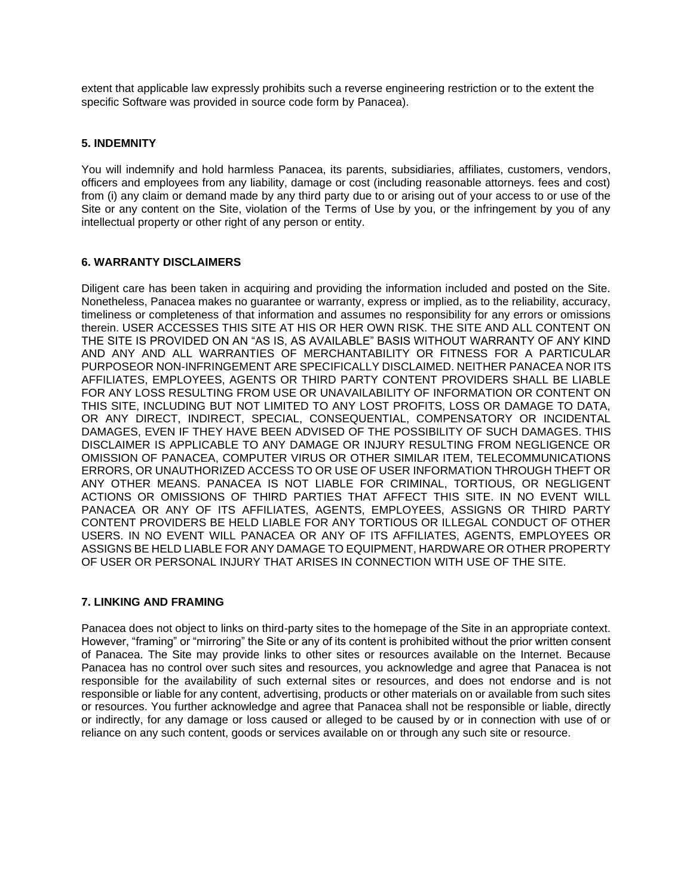extent that applicable law expressly prohibits such a reverse engineering restriction or to the extent the specific Software was provided in source code form by Panacea).

### 5. INDEMNITY

You will indemnify and hold harmless Panacea, its parents, subsidiaries, affiliates, customers, vendors, officers and employees from any liability, damage or cost (including reasonable attorneys. fees and cost) from (i) any claim or demand made by any third party due to or arising out of your access to or use of the Site or any content on the Site, violation of the Terms of Use by you, or the infringement by you of any intellectual property or other right of any person or entity.

### 6. WARRANTY DISCLAIMERS

Diligent care has been taken in acquiring and providing the information included and posted on the Site. Nonetheless, Panacea makes no guarantee or warranty, express or implied, as to the reliability, accuracy, timeliness or completeness of that information and assumes no responsibility for any errors or omissions therein. USER ACCESSES THIS SITE AT HIS OR HER OWN RISK. THE SITE AND ALL CONTENT ON THE SITE IS PROVIDED ON AN "AS IS, AS AVAILABLE" BASIS WITHOUT WARRANTY OF ANY KIND AND ANY AND ALL WARRANTIES OF MERCHANTABILITY OR FITNESS FOR A PARTICULAR PURPOSEOR NON-INFRINGEMENT ARE SPECIFICALLY DISCLAIMED. NEITHER PANACEA NOR ITS AFFILIATES, EMPLOYEES, AGENTS OR THIRD PARTY CONTENT PROVIDERS SHALL BE LIABLE FOR ANY LOSS RESULTING FROM USE OR UNAVAILABILITY OF INFORMATION OR CONTENT ON THIS SITE, INCLUDING BUT NOT LIMITED TO ANY LOST PROFITS, LOSS OR DAMAGE TO DATA, OR ANY DIRECT, INDIRECT, SPECIAL, CONSEQUENTIAL, COMPENSATORY OR INCIDENTAL DAMAGES, EVEN IF THEY HAVE BEEN ADVISED OF THE POSSIBILITY OF SUCH DAMAGES. THIS DISCLAIMER IS APPLICABLE TO ANY DAMAGE OR INJURY RESULTING FROM NEGLIGENCE OR OMISSION OF PANACEA, COMPUTER VIRUS OR OTHER SIMILAR ITEM, TELECOMMUNICATIONS ERRORS, OR UNAUTHORIZED ACCESS TO OR USE OF USER INFORMATION THROUGH THEFT OR ANY OTHER MEANS. PANACEA IS NOT LIABLE FOR CRIMINAL, TORTIOUS, OR NEGLIGENT ACTIONS OR OMISSIONS OF THIRD PARTIES THAT AFFECT THIS SITE. IN NO EVENT WILL PANACEA OR ANY OF ITS AFFILIATES, AGENTS, EMPLOYEES, ASSIGNS OR THIRD PARTY CONTENT PROVIDERS BE HELD LIABLE FOR ANY TORTIOUS OR ILLEGAL CONDUCT OF OTHER USERS. IN NO EVENT WILL PANACEA OR ANY OF ITS AFFILIATES, AGENTS, EMPLOYEES OR ASSIGNS BE HELD LIABLE FOR ANY DAMAGE TO EQUIPMENT, HARDWARE OR OTHER PROPERTY OF USER OR PERSONAL INJURY THAT ARISES IN CONNECTION WITH USE OF THE SITE.

### 7. LINKING AND FRAMING

Panacea does not object to links on third-party sites to the homepage of the Site in an appropriate context. However, "framing" or "mirroring" the Site or any of its content is prohibited without the prior written consent of Panacea. The Site may provide links to other sites or resources available on the Internet. Because Panacea has no control over such sites and resources, you acknowledge and agree that Panacea is not responsible for the availability of such external sites or resources, and does not endorse and is not responsible or liable for any content, advertising, products or other materials on or available from such sites or resources. You further acknowledge and agree that Panacea shall not be responsible or liable, directly or indirectly, for any damage or loss caused or alleged to be caused by or in connection with use of or reliance on any such content, goods or services available on or through any such site or resource.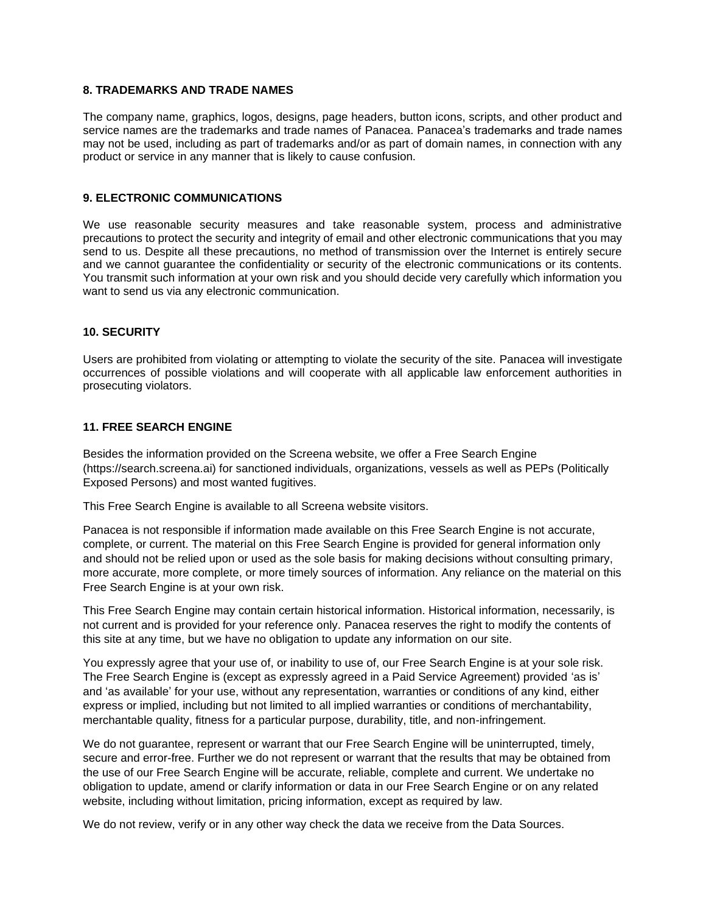## 8. TRADEMARKS AND TRADE NAMES

The company name, graphics, logos, designs, page headers, button icons, scripts, and other product and service names are the trademarks and trade names of Panacea. Panacea's trademarks and trade names may not be used, including as part of trademarks and/or as part of domain names, in connection with any product or service in any manner that is likely to cause confusion.

## 9. ELECTRONIC COMMUNICATIONS

We use reasonable security measures and take reasonable system, process and administrative precautions to protect the security and integrity of email and other electronic communications that you may send to us. Despite all these precautions, no method of transmission over the Internet is entirely secure and we cannot guarantee the confidentiality or security of the electronic communications or its contents. You transmit such information at your own risk and you should decide very carefully which information you want to send us via any electronic communication.

## 10. SECURITY

Users are prohibited from violating or attempting to violate the security of the site. Panacea will investigate occurrences of possible violations and will cooperate with all applicable law enforcement authorities in prosecuting violators.

## 11. FREE SEARCH ENGINE

Besides the information provided on the Screena website, we offer a Free Search Engine (https://search.screena.ai) for sanctioned individuals, organizations, vessels as well as PEPs (Politically Exposed Persons) and most wanted fugitives.

This Free Search Engine is available to all Screena website visitors.

Panacea is not responsible if information made available on this Free Search Engine is not accurate, complete, or current. The material on this Free Search Engine is provided for general information only and should not be relied upon or used as the sole basis for making decisions without consulting primary, more accurate, more complete, or more timely sources of information. Any reliance on the material on this Free Search Engine is at your own risk.

This Free Search Engine may contain certain historical information. Historical information, necessarily, is not current and is provided for your reference only. Panacea reserves the right to modify the contents of this site at any time, but we have no obligation to update any information on our site.

You expressly agree that your use of, or inability to use of, our Free Search Engine is at your sole risk. The Free Search Engine is (except as expressly agreed in a Paid Service Agreement) provided 'as is' and 'as available' for your use, without any representation, warranties or conditions of any kind, either express or implied, including but not limited to all implied warranties or conditions of merchantability, merchantable quality, fitness for a particular purpose, durability, title, and non-infringement.

We do not guarantee, represent or warrant that our Free Search Engine will be uninterrupted, timely, secure and error-free. Further we do not represent or warrant that the results that may be obtained from the use of our Free Search Engine will be accurate, reliable, complete and current. We undertake no obligation to update, amend or clarify information or data in our Free Search Engine or on any related website, including without limitation, pricing information, except as required by law.

We do not review, verify or in any other way check the data we receive from the Data Sources.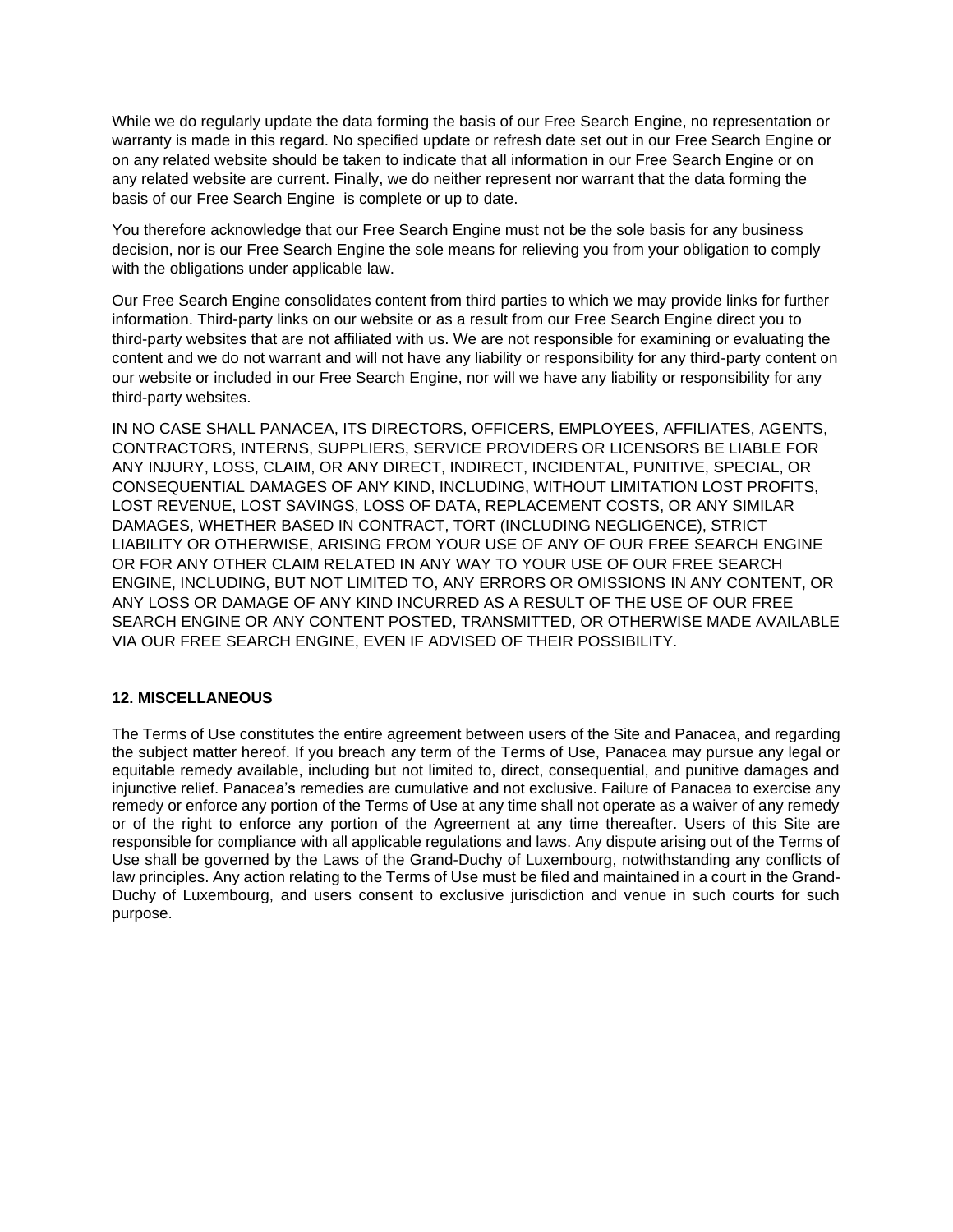While we do regularly update the data forming the basis of our Free Search Engine, no representation or warranty is made in this regard. No specified update or refresh date set out in our Free Search Engine or on any related website should be taken to indicate that all information in our Free Search Engine or on any related website are current. Finally, we do neither represent nor warrant that the data forming the basis of our Free Search Engine is complete or up to date.

You therefore acknowledge that our Free Search Engine must not be the sole basis for any business decision, nor is our Free Search Engine the sole means for relieving you from your obligation to comply with the obligations under applicable law.

Our Free Search Engine consolidates content from third parties to which we may provide links for further information. Third-party links on our website or as a result from our Free Search Engine direct you to third-party websites that are not affiliated with us. We are not responsible for examining or evaluating the content and we do not warrant and will not have any liability or responsibility for any third-party content on our website or included in our Free Search Engine, nor will we have any liability or responsibility for any third-party websites.

IN NO CASE SHALL PANACEA, ITS DIRECTORS, OFFICERS, EMPLOYEES, AFFILIATES, AGENTS, CONTRACTORS, INTERNS, SUPPLIERS, SERVICE PROVIDERS OR LICENSORS BE LIABLE FOR ANY INJURY, LOSS, CLAIM, OR ANY DIRECT, INDIRECT, INCIDENTAL, PUNITIVE, SPECIAL, OR CONSEQUENTIAL DAMAGES OF ANY KIND, INCLUDING, WITHOUT LIMITATION LOST PROFITS, LOST REVENUE, LOST SAVINGS, LOSS OF DATA, REPLACEMENT COSTS, OR ANY SIMILAR DAMAGES, WHETHER BASED IN CONTRACT, TORT (INCLUDING NEGLIGENCE), STRICT LIABILITY OR OTHERWISE, ARISING FROM YOUR USE OF ANY OF OUR FREE SEARCH ENGINE OR FOR ANY OTHER CLAIM RELATED IN ANY WAY TO YOUR USE OF OUR FREE SEARCH ENGINE, INCLUDING, BUT NOT LIMITED TO, ANY ERRORS OR OMISSIONS IN ANY CONTENT, OR ANY LOSS OR DAMAGE OF ANY KIND INCURRED AS A RESULT OF THE USE OF OUR FREE SEARCH ENGINE OR ANY CONTENT POSTED, TRANSMITTED, OR OTHERWISE MADE AVAILABLE VIA OUR FREE SEARCH ENGINE, EVEN IF ADVISED OF THEIR POSSIBILITY.

## 12. MISCELLANEOUS

The Terms of Use constitutes the entire agreement between users of the Site and Panacea, and regarding the subject matter hereof. If you breach any term of the Terms of Use, Panacea may pursue any legal or equitable remedy available, including but not limited to, direct, consequential, and punitive damages and injunctive relief. Panacea's remedies are cumulative and not exclusive. Failure of Panacea to exercise any remedy or enforce any portion of the Terms of Use at any time shall not operate as a waiver of any remedy or of the right to enforce any portion of the Agreement at any time thereafter. Users of this Site are responsible for compliance with all applicable regulations and laws. Any dispute arising out of the Terms of Use shall be governed by the Laws of the Grand-Duchy of Luxembourg, notwithstanding any conflicts of law principles. Any action relating to the Terms of Use must be filed and maintained in a court in the Grand-Duchy of Luxembourg, and users consent to exclusive jurisdiction and venue in such courts for such purpose.